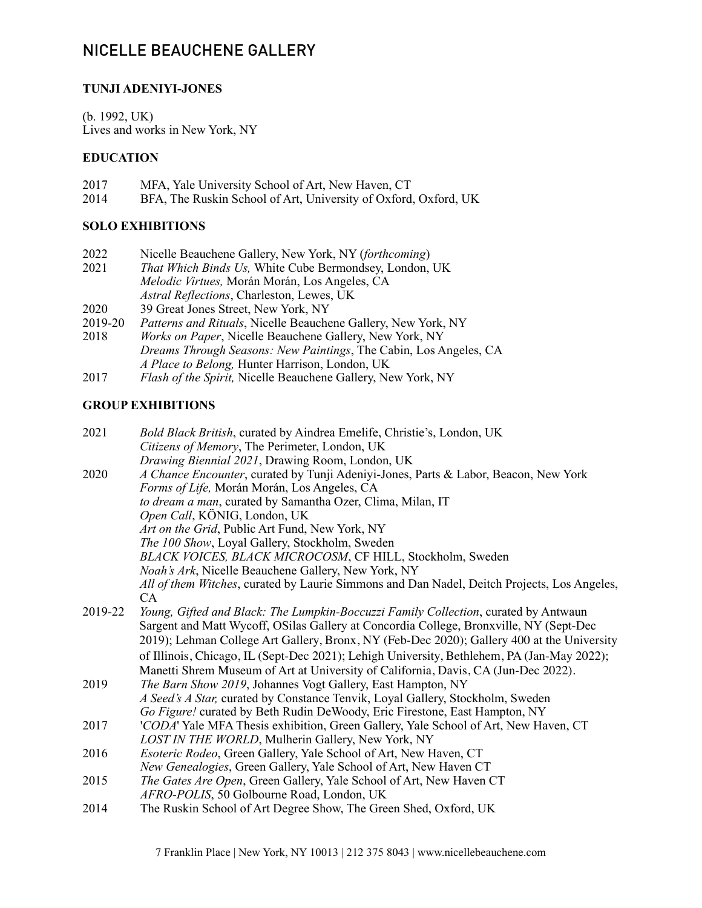# NICELLE BEAUCHENE GALLERY

## TUNJI ADENIYI-JONES

(b. 1992, UK)
Lives and works in New York, NY

### EDUCATION

2017 MFA, Yale University School of Art, New Haven, CT
2014 BFA, The Ruskin School of Art, University of Oxford, Oxford, UK

### SOLO EXHIBITIONS

2022 Nicelle Beauchene Gallery, New York, NY (*forthcoming*)
2021 *That Which Binds Us,* White Cube Bermondsey, London, UK
*Melodic Virtues,* Morán Morán, Los Angeles, CA
*Astral Reflections*, Charleston, Lewes, UK
2020 39 Great Jones Street, New York, NY
2019-20 *Patterns and Rituals*, Nicelle Beauchene Gallery, New York, NY
2018 *Works on Paper*, Nicelle Beauchene Gallery, New York, NY
*Dreams Through Seasons: New Paintings*, The Cabin, Los Angeles, CA
*A Place to Belong,* Hunter Harrison, London, UK
2017 *Flash of the Spirit,* Nicelle Beauchene Gallery, New York, NY

### GROUP EXHIBITIONS

2021 *Bold Black British*, curated by Aindrea Emelife, Christie's, London, UK
*Citizens of Memory*, The Perimeter, London, UK
*Drawing Biennial 2021*, Drawing Room, London, UK
2020 *A Chance Encounter*, curated by Tunji Adeniyi-Jones, Parts & Labor, Beacon, New York
*Forms of Life,* Morán Morán, Los Angeles, CA
*to dream a man*, curated by Samantha Ozer, Clima, Milan, IT
*Open Call*, KÖNIG, London, UK
*Art on the Grid*, Public Art Fund, New York, NY
*The 100 Show*, Loyal Gallery, Stockholm, Sweden
*BLACK VOICES, BLACK MICROCOSM*, CF HILL, Stockholm, Sweden
*Noah's Ark*, Nicelle Beauchene Gallery, New York, NY
*All of them Witches*, curated by Laurie Simmons and Dan Nadel, Deitch Projects, Los Angeles, CA
2019-22 *Young, Gifted and Black: The Lumpkin-Boccuzzi Family Collection*, curated by Antwaun Sargent and Matt Wycoff, OSilas Gallery at Concordia College, Bronxville, NY (Sept-Dec 2019); Lehman College Art Gallery, Bronx, NY (Feb-Dec 2020); Gallery 400 at the University of Illinois, Chicago, IL (Sept-Dec 2021); Lehigh University, Bethlehem, PA (Jan-May 2022); Manetti Shrem Museum of Art at University of California, Davis, CA (Jun-Dec 2022).
2019 *The Barn Show 2019*, Johannes Vogt Gallery, East Hampton, NY
*A Seed's A Star,* curated by Constance Tenvik, Loyal Gallery, Stockholm, Sweden
*Go Figure!* curated by Beth Rudin DeWoody, Eric Firestone, East Hampton, NY
2017 '*CODA*' Yale MFA Thesis exhibition, Green Gallery, Yale School of Art, New Haven, CT
*LOST IN THE WORLD*, Mulherin Gallery, New York, NY
2016 *Esoteric Rodeo*, Green Gallery, Yale School of Art, New Haven, CT
*New Genealogies*, Green Gallery, Yale School of Art, New Haven CT
2015 *The Gates Are Open*, Green Gallery, Yale School of Art, New Haven CT
*AFRO-POLIS*, 50 Golbourne Road, London, UK
2014 The Ruskin School of Art Degree Show, The Green Shed, Oxford, UK

7 Franklin Place | New York, NY 10013 | 212 375 8043 | www.nicellebeauchene.com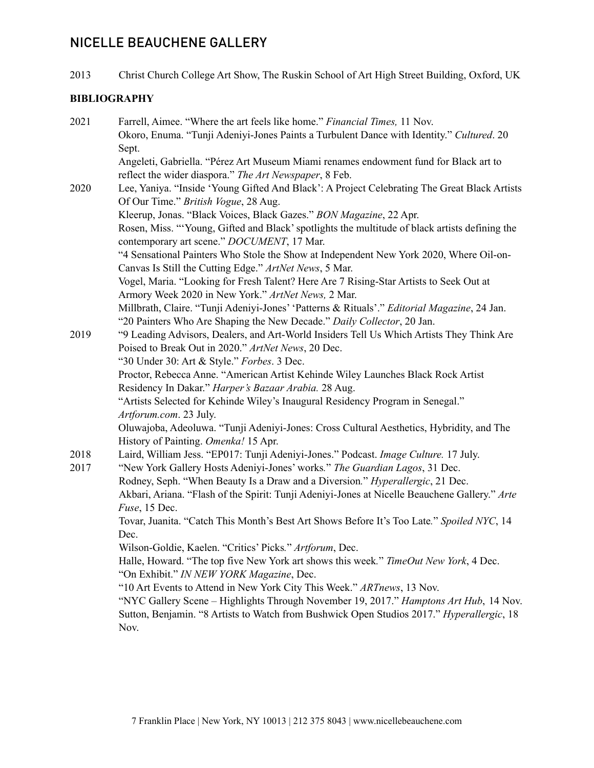2013 Christ Church College Art Show, The Ruskin School of Art High Street Building, Oxford, UK

**BIBLIOGRAPHY**

2021 Farrell, Aimee. "Where the art feels like home." *Financial Times,* 11 Nov.
Okoro, Enuma. "Tunji Adeniyi-Jones Paints a Turbulent Dance with Identity." *Cultured*. 20 Sept.
Angeleti, Gabriella. "Pérez Art Museum Miami renames endowment fund for Black art to reflect the wider diaspora." *The Art Newspaper*, 8 Feb.

2020 Lee, Yaniya. "Inside 'Young Gifted And Black': A Project Celebrating The Great Black Artists Of Our Time." *British Vogue*, 28 Aug.
Kleerup, Jonas. "Black Voices, Black Gazes." *BON Magazine*, 22 Apr.
Rosen, Miss. "'Young, Gifted and Black' spotlights the multitude of black artists defining the contemporary art scene." *DOCUMENT*, 17 Mar.
"4 Sensational Painters Who Stole the Show at Independent New York 2020, Where Oil-on-Canvas Is Still the Cutting Edge." *ArtNet News*, 5 Mar.
Vogel, Maria. "Looking for Fresh Talent? Here Are 7 Rising-Star Artists to Seek Out at Armory Week 2020 in New York." *ArtNet News,* 2 Mar.
Millbrath, Claire. "Tunji Adeniyi-Jones' 'Patterns & Rituals'." *Editorial Magazine*, 24 Jan.
"20 Painters Who Are Shaping the New Decade." *Daily Collector*, 20 Jan.

2019 "9 Leading Advisors, Dealers, and Art-World Insiders Tell Us Which Artists They Think Are Poised to Break Out in 2020." *ArtNet News*, 20 Dec.
"30 Under 30: Art & Style." *Forbes*. 3 Dec.
Proctor, Rebecca Anne. "American Artist Kehinde Wiley Launches Black Rock Artist Residency In Dakar." *Harper's Bazaar Arabia.* 28 Aug.
"Artists Selected for Kehinde Wiley's Inaugural Residency Program in Senegal." *Artforum.com*. 23 July.
Oluwajoba, Adeoluwa. "Tunji Adeniyi-Jones: Cross Cultural Aesthetics, Hybridity, and The History of Painting. *Omenka!* 15 Apr.

2018 Laird, William Jess. "EP017: Tunji Adeniyi-Jones." Podcast. *Image Culture.* 17 July.

2017 "New York Gallery Hosts Adeniyi-Jones' works." *The Guardian Lagos*, 31 Dec.
Rodney, Seph. "When Beauty Is a Draw and a Diversion." *Hyperallergic*, 21 Dec.
Akbari, Ariana. "Flash of the Spirit: Tunji Adeniyi-Jones at Nicelle Beauchene Gallery." *Arte Fuse*, 15 Dec.
Tovar, Juanita. "Catch This Month's Best Art Shows Before It's Too Late." *Spoiled NYC*, 14 Dec.
Wilson-Goldie, Kaelen. "Critics' Picks." *Artforum*, Dec.
Halle, Howard. "The top five New York art shows this week." *TimeOut New York*, 4 Dec.
"On Exhibit." *IN NEW YORK Magazine*, Dec.
"10 Art Events to Attend in New York City This Week." *ARTnews*, 13 Nov.
"NYC Gallery Scene – Highlights Through November 19, 2017." *Hamptons Art Hub*, 14 Nov.
Sutton, Benjamin. "8 Artists to Watch from Bushwick Open Studios 2017." *Hyperallergic*, 18 Nov.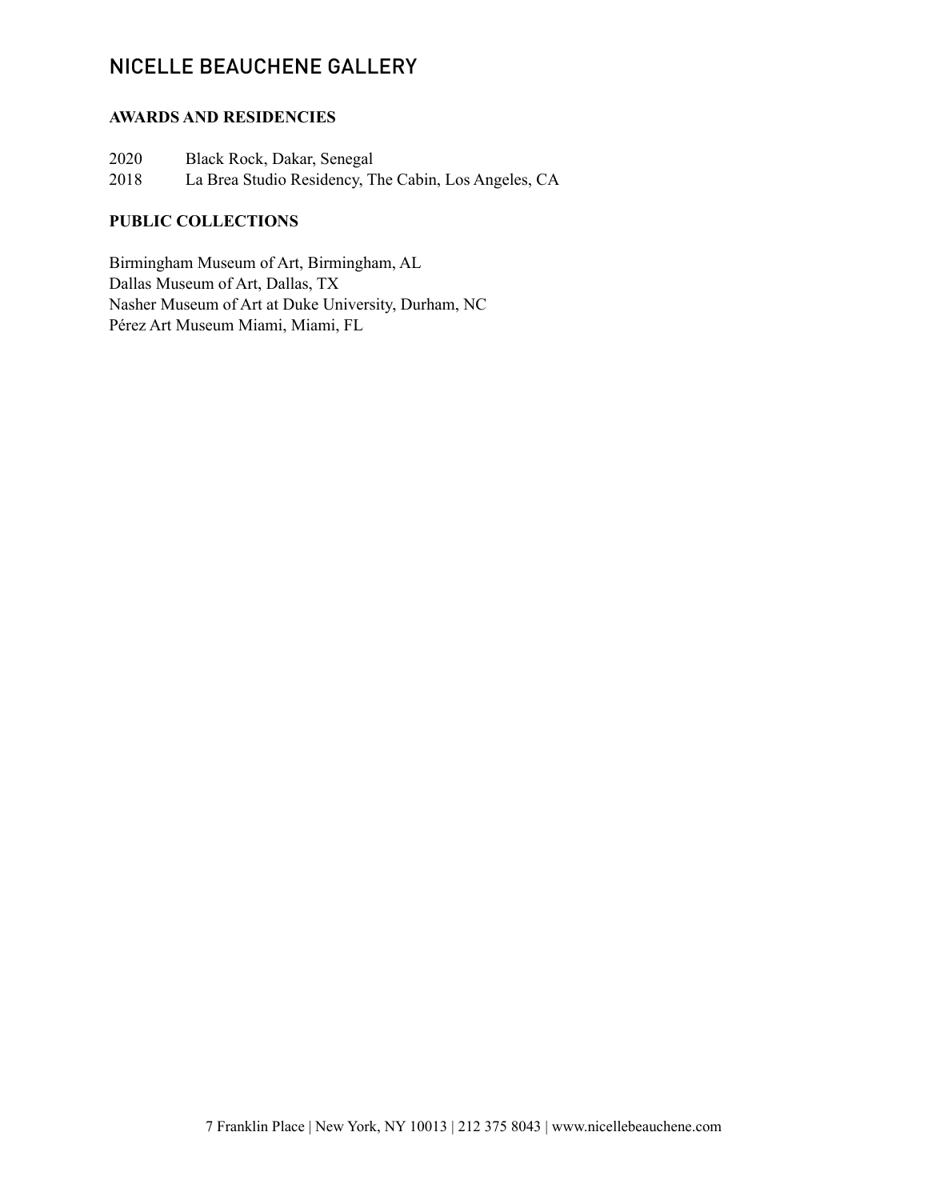## AWARDS AND RESIDENCIES

2020 Black Rock, Dakar, Senegal
2018 La Brea Studio Residency, The Cabin, Los Angeles, CA

## PUBLIC COLLECTIONS

Birmingham Museum of Art, Birmingham, AL
Dallas Museum of Art, Dallas, TX
Nasher Museum of Art at Duke University, Durham, NC
Pérez Art Museum Miami, Miami, FL